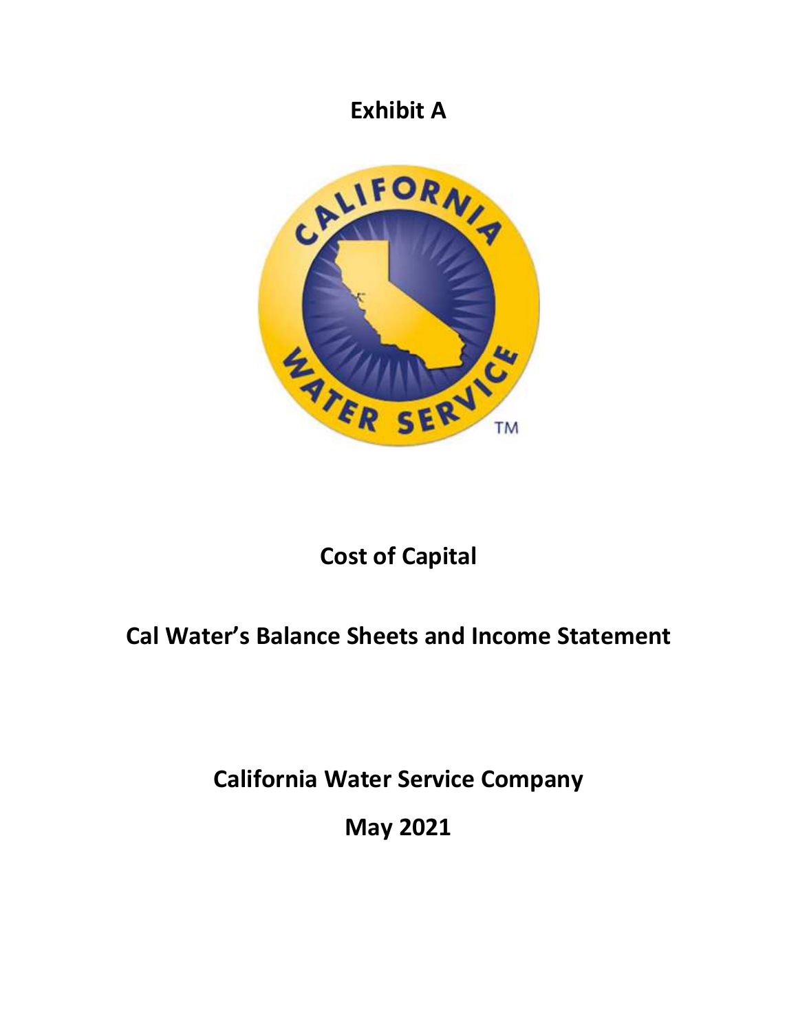# Exhibit A

# Cost of Capital

## Cal Water's Balance Sheets and Income Statement

## California Water Service Company

## May 2021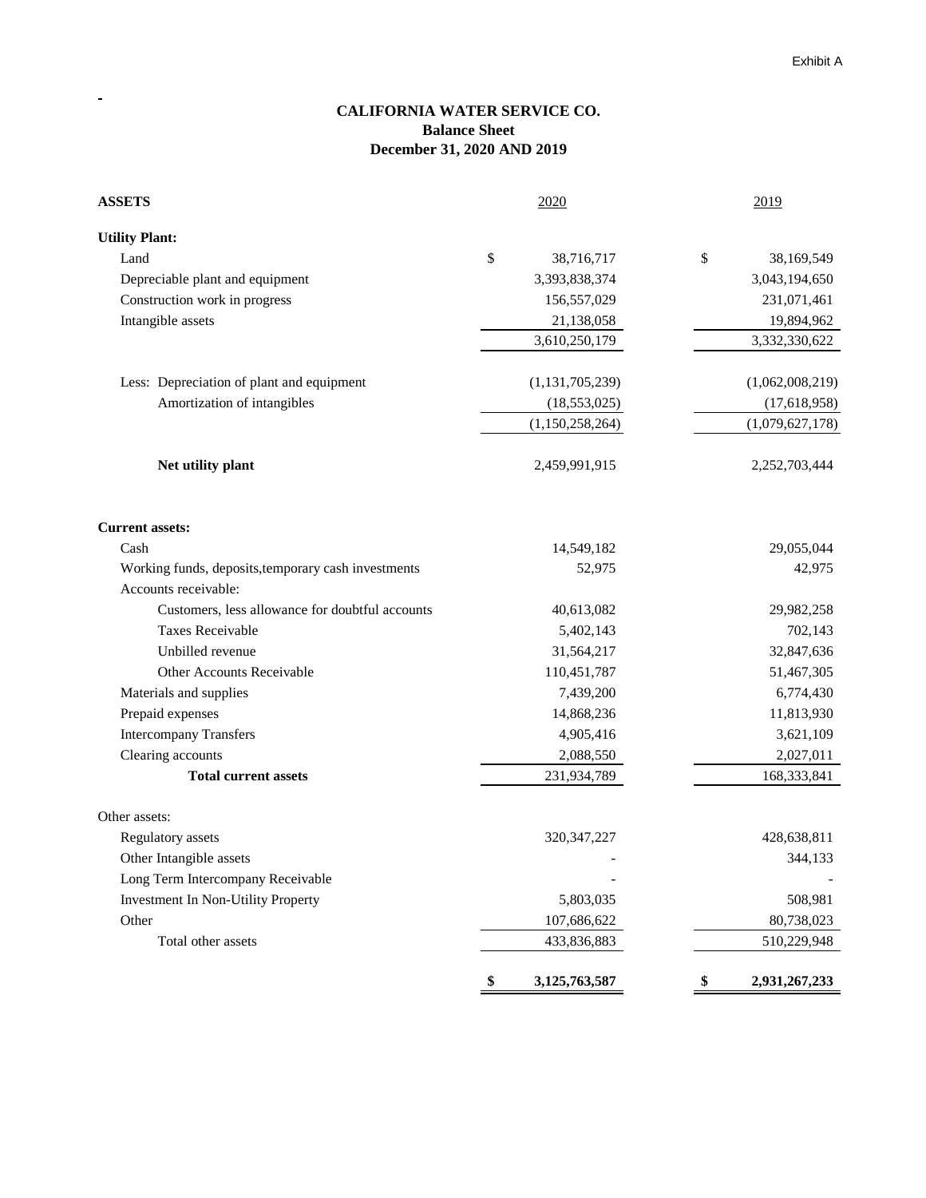Exhibit A

**CALIFORNIA WATER SERVICE CO.**
**Balance Sheet**
**December 31, 2020 AND 2019**

| ASSETS | 2020 | 2019 |
|---|---|---|
| **Utility Plant:** | | |
| Land | $ 38,716,717 | $ 38,169,549 |
| Depreciable plant and equipment | 3,393,838,374 | 3,043,194,650 |
| Construction work in progress | 156,557,029 | 231,071,461 |
| Intangible assets | 21,138,058 | 19,894,962 |
| | 3,610,250,179 | 3,332,330,622 |
| Less: Depreciation of plant and equipment | (1,131,705,239) | (1,062,008,219) |
| Amortization of intangibles | (18,553,025) | (17,618,958) |
| | (1,150,258,264) | (1,079,627,178) |
| **Net utility plant** | 2,459,991,915 | 2,252,703,444 |
| **Current assets:** | | |
| Cash | 14,549,182 | 29,055,044 |
| Working funds, deposits,temporary cash investments | 52,975 | 42,975 |
| Accounts receivable: | | |
| Customers, less allowance for doubtful accounts | 40,613,082 | 29,982,258 |
| Taxes Receivable | 5,402,143 | 702,143 |
| Unbilled revenue | 31,564,217 | 32,847,636 |
| Other Accounts Receivable | 110,451,787 | 51,467,305 |
| Materials and supplies | 7,439,200 | 6,774,430 |
| Prepaid expenses | 14,868,236 | 11,813,930 |
| Intercompany Transfers | 4,905,416 | 3,621,109 |
| Clearing accounts | 2,088,550 | 2,027,011 |
| **Total current assets** | 231,934,789 | 168,333,841 |
| Other assets: | | |
| Regulatory assets | 320,347,227 | 428,638,811 |
| Other Intangible assets | - | 344,133 |
| Long Term Intercompany Receivable | - | - |
| Investment In Non-Utility Property | 5,803,035 | 508,981 |
| Other | 107,686,622 | 80,738,023 |
| Total other assets | 433,836,883 | 510,229,948 |
| | **$ 3,125,763,587** | **$ 2,931,267,233** |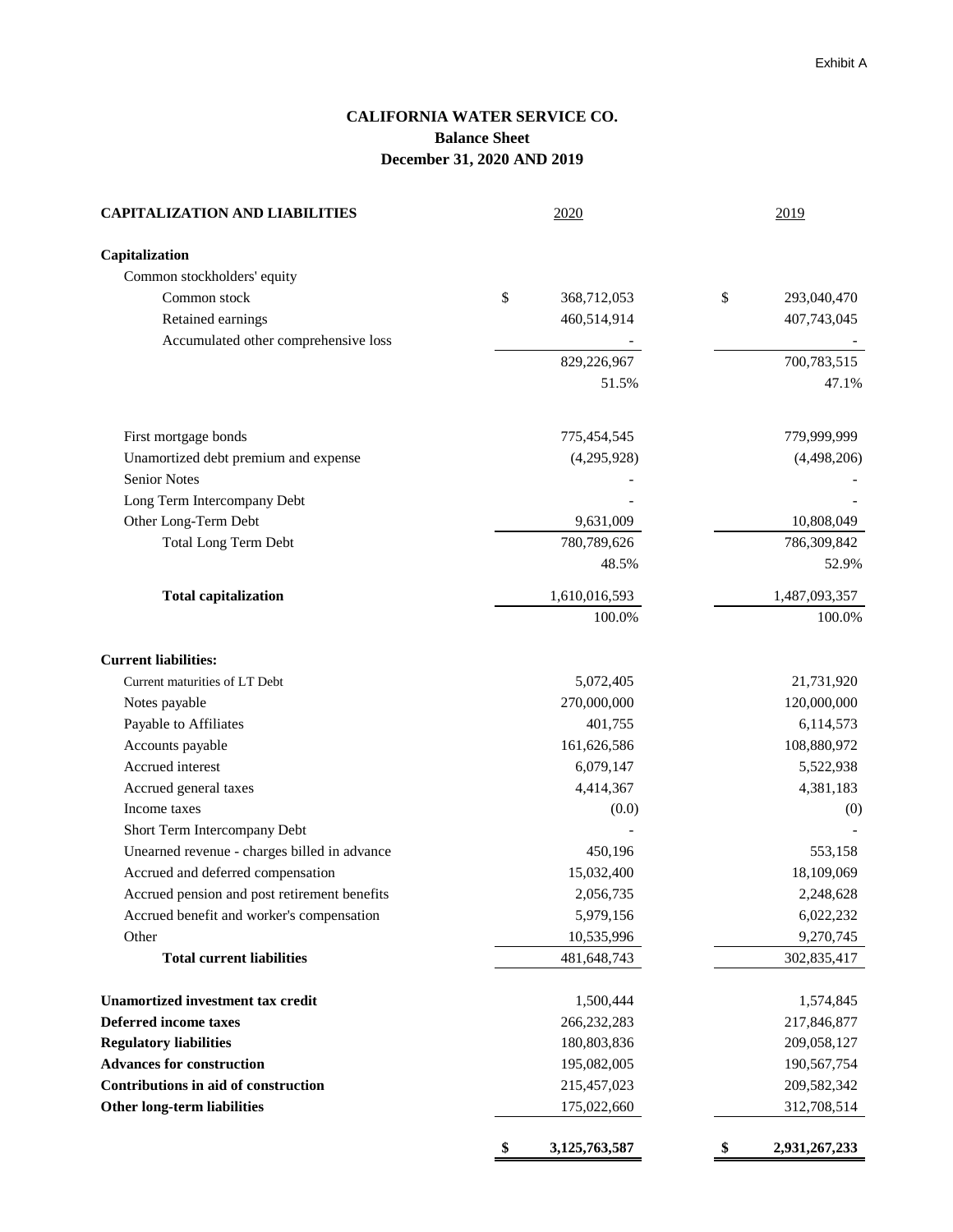Exhibit A

# CALIFORNIA WATER SERVICE CO.
## Balance Sheet
## December 31, 2020 AND 2019

| CAPITALIZATION AND LIABILITIES | 2020 | 2019 |
|---|---|---|
| **Capitalization** | | |
| Common stockholders' equity | | |
| Common stock | $ 368,712,053 | $ 293,040,470 |
| Retained earnings | 460,514,914 | 407,743,045 |
| Accumulated other comprehensive loss | - | - |
| | 829,226,967 | 700,783,515 |
| | 51.5% | 47.1% |
| First mortgage bonds | 775,454,545 | 779,999,999 |
| Unamortized debt premium and expense | (4,295,928) | (4,498,206) |
| Senior Notes | - | - |
| Long Term Intercompany Debt | - | - |
| Other Long-Term Debt | 9,631,009 | 10,808,049 |
| Total Long Term Debt | 780,789,626 | 786,309,842 |
| | 48.5% | 52.9% |
| **Total capitalization** | 1,610,016,593 | 1,487,093,357 |
| | 100.0% | 100.0% |
| **Current liabilities:** | | |
| Current maturities of LT Debt | 5,072,405 | 21,731,920 |
| Notes payable | 270,000,000 | 120,000,000 |
| Payable to Affiliates | 401,755 | 6,114,573 |
| Accounts payable | 161,626,586 | 108,880,972 |
| Accrued interest | 6,079,147 | 5,522,938 |
| Accrued general taxes | 4,414,367 | 4,381,183 |
| Income taxes | (0.0) | (0) |
| Short Term Intercompany Debt | - | - |
| Unearned revenue - charges billed in advance | 450,196 | 553,158 |
| Accrued and deferred compensation | 15,032,400 | 18,109,069 |
| Accrued pension and post retirement benefits | 2,056,735 | 2,248,628 |
| Accrued benefit and worker's compensation | 5,979,156 | 6,022,232 |
| Other | 10,535,996 | 9,270,745 |
| **Total current liabilities** | 481,648,743 | 302,835,417 |
| **Unamortized investment tax credit** | 1,500,444 | 1,574,845 |
| **Deferred income taxes** | 266,232,283 | 217,846,877 |
| **Regulatory liabilities** | 180,803,836 | 209,058,127 |
| **Advances for construction** | 195,082,005 | 190,567,754 |
| **Contributions in aid of construction** | 215,457,023 | 209,582,342 |
| **Other long-term liabilities** | 175,022,660 | 312,708,514 |
| | **$ 3,125,763,587** | **$ 2,931,267,233** |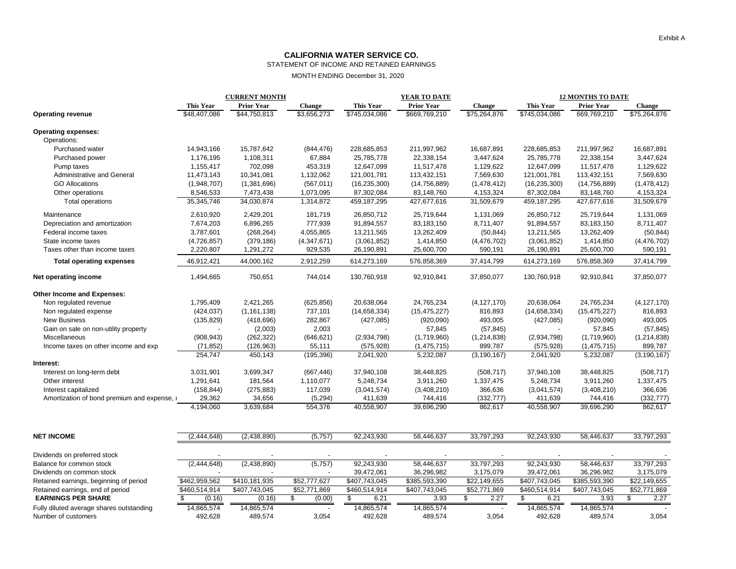Exhibit A

# CALIFORNIA WATER SERVICE CO.

STATEMENT OF INCOME AND RETAINED EARNINGS

MONTH ENDING December 31, 2020

| | CURRENT MONTH | | | YEAR TO DATE | | | 12 MONTHS TO DATE | | |
|---|---|---|---|---|---|---|---|---|---|
| | This Year | Prior Year | Change | This Year | Prior Year | Change | This Year | Prior Year | Change |
| **Operating revenue** | $48,407,086 | $44,750,813 | $3,656,273 | $745,034,086 | $669,769,210 | $75,264,876 | $745,034,086 | 669,769,210 | $75,264,876 |
| **Operating expenses:** | | | | | | | | | |
| Operations: | | | | | | | | | |
| Purchased water | 14,943,166 | 15,787,642 | (844,476) | 228,685,853 | 211,997,962 | 16,687,891 | 228,685,853 | 211,997,962 | 16,687,891 |
| Purchased power | 1,176,195 | 1,108,311 | 67,884 | 25,785,778 | 22,338,154 | 3,447,624 | 25,785,778 | 22,338,154 | 3,447,624 |
| Pump taxes | 1,155,417 | 702,098 | 453,319 | 12,647,099 | 11,517,478 | 1,129,622 | 12,647,099 | 11,517,478 | 1,129,622 |
| Administrative and General | 11,473,143 | 10,341,081 | 1,132,062 | 121,001,781 | 113,432,151 | 7,569,630 | 121,001,781 | 113,432,151 | 7,569,630 |
| GO Allocations | (1,948,707) | (1,381,696) | (567,011) | (16,235,300) | (14,756,889) | (1,478,412) | (16,235,300) | (14,756,889) | (1,478,412) |
| Other operations | 8,546,533 | 7,473,438 | 1,073,095 | 87,302,084 | 83,148,760 | 4,153,324 | 87,302,084 | 83,148,760 | 4,153,324 |
| Total operations | 35,345,746 | 34,030,874 | 1,314,872 | 459,187,295 | 427,677,616 | 31,509,679 | 459,187,295 | 427,677,616 | 31,509,679 |
| Maintenance | 2,610,920 | 2,429,201 | 181,719 | 26,850,712 | 25,719,644 | 1,131,069 | 26,850,712 | 25,719,644 | 1,131,069 |
| Depreciation and amortization | 7,674,203 | 6,896,265 | 777,939 | 91,894,557 | 83,183,150 | 8,711,407 | 91,894,557 | 83,183,150 | 8,711,407 |
| Federal income taxes | 3,787,601 | (268,264) | 4,055,865 | 13,211,565 | 13,262,409 | (50,844) | 13,211,565 | 13,262,409 | (50,844) |
| State income taxes | (4,726,857) | (379,186) | (4,347,671) | (3,061,852) | 1,414,850 | (4,476,702) | (3,061,852) | 1,414,850 | (4,476,702) |
| Taxes other than income taxes | 2,220,807 | 1,291,272 | 929,535 | 26,190,891 | 25,600,700 | 590,191 | 26,190,891 | 25,600,700 | 590,191 |
| **Total operating expenses** | 46,912,421 | 44,000,162 | 2,912,259 | 614,273,169 | 576,858,369 | 37,414,799 | 614,273,169 | 576,858,369 | 37,414,799 |
| **Net operating income** | 1,494,665 | 750,651 | 744,014 | 130,760,918 | 92,910,841 | 37,850,077 | 130,760,918 | 92,910,841 | 37,850,077 |
| **Other Income and Expenses:** | | | | | | | | | |
| Non regulated revenue | 1,795,409 | 2,421,265 | (625,856) | 20,638,064 | 24,765,234 | (4,127,170) | 20,638,064 | 24,765,234 | (4,127,170) |
| Non regulated expense | (424,037) | (1,161,138) | 737,101 | (14,658,334) | (15,475,227) | 816,893 | (14,658,334) | (15,475,227) | 816,893 |
| New Business | (135,829) | (418,696) | 282,867 | (427,085) | (920,090) | 493,005 | (427,085) | (920,090) | 493,005 |
| Gain on sale on non-utility property | - | (2,003) | 2,003 | - | 57,845 | (57,845) | - | 57,845 | (57,845) |
| Miscellaneous | (908,943) | (262,322) | (646,621) | (2,934,798) | (1,719,960) | (1,214,838) | (2,934,798) | (1,719,960) | (1,214,838) |
| Income taxes on other income and exp | (71,852) | (126,963) | 55,111 | (575,928) | (1,475,715) | 899,787 | (575,928) | (1,475,715) | 899,787 |
| | 254,747 | 450,143 | (195,396) | 2,041,920 | 5,232,087 | (3,190,167) | 2,041,920 | 5,232,087 | (3,190,167) |
| **Interest:** | | | | | | | | | |
| Interest on long-term debt | 3,031,901 | 3,699,347 | (667,446) | 37,940,108 | 38,448,825 | (508,717) | 37,940,108 | 38,448,825 | (508,717) |
| Other interest | 1,291,641 | 181,564 | 1,110,077 | 5,248,734 | 3,911,260 | 1,337,475 | 5,248,734 | 3,911,260 | 1,337,475 |
| Interest capitalized | (158,844) | (275,883) | 117,039 | (3,041,574) | (3,408,210) | 366,636 | (3,041,574) | (3,408,210) | 366,636 |
| Amortization of bond premium and expense, r | 29,362 | 34,656 | (5,294) | 411,639 | 744,416 | (332,777) | 411,639 | 744,416 | (332,777) |
| | 4,194,060 | 3,639,684 | 554,376 | 40,558,907 | 39,696,290 | 862,617 | 40,558,907 | 39,696,290 | 862,617 |
| **NET INCOME** | (2,444,648) | (2,438,890) | (5,757) | 92,243,930 | 58,446,637 | 33,797,293 | 92,243,930 | 58,446,637 | 33,797,293 |
| Dividends on preferred stock | - | - | - | - | - | - | - | - | - |
| Balance for common stock | (2,444,648) | (2,438,890) | (5,757) | 92,243,930 | 58,446,637 | 33,797,293 | 92,243,930 | 58,446,637 | 33,797,293 |
| Dividends on common stock | - | - | - | 39,472,061 | 36,296,982 | 3,175,079 | 39,472,061 | 36,296,982 | 3,175,079 |
| Retained earnings, beginning of period | $462,959,562 | $410,181,935 | $52,777,627 | $407,743,045 | $385,593,390 | $22,149,655 | $407,743,045 | $385,593,390 | $22,149,655 |
| Retained earnings, end of period | $460,514,914 | $407,743,045 | $52,771,869 | $460,514,914 | $407,743,045 | $52,771,869 | $460,514,914 | $407,743,045 | $52,771,869 |
| **EARNINGS PER SHARE** | $ (0.16) | (0.16) | $ (0.00) | $ 6.21 | 3.93 | $ 2.27 | $ 6.21 | 3.93 | $ 2.27 |
| Fully diluted average shares outstanding | 14,865,574 | 14,865,574 | - | 14,865,574 | 14,865,574 | - | 14,865,574 | 14,865,574 | - |
| Number of customers | 492,628 | 489,574 | 3,054 | 492,628 | 489,574 | 3,054 | 492,628 | 489,574 | 3,054 |